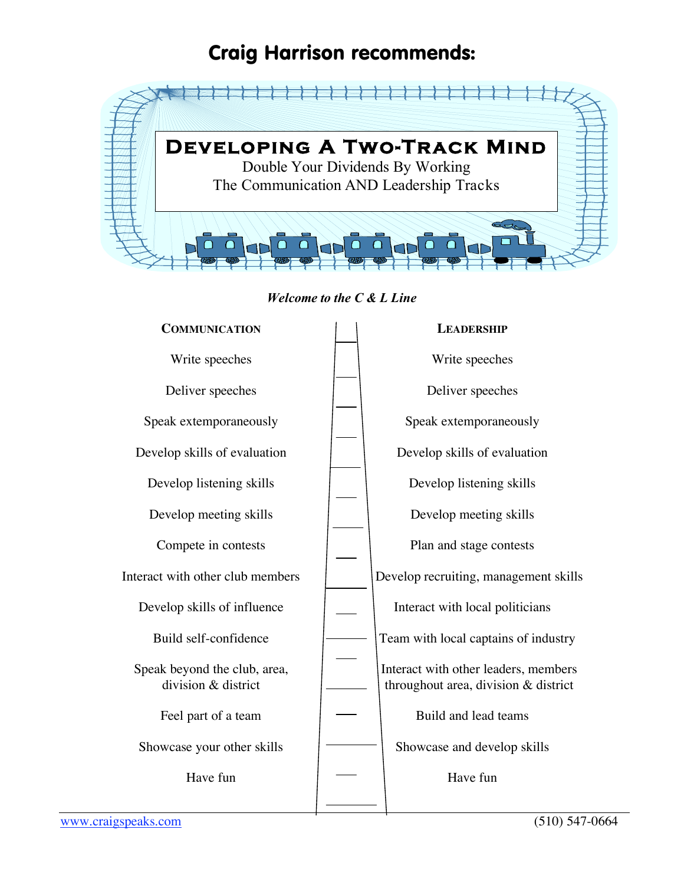# Craig Harrison recommends:

## Developing A Two-Track Mind

Double Your Dividends By Working
The Communication AND Leadership Tracks

***Welcome to the C & L Line***

| Communication | Leadership |
|---|---|
| Write speeches | Write speeches |
| Deliver speeches | Deliver speeches |
| Speak extemporaneously | Speak extemporaneously |
| Develop skills of evaluation | Develop skills of evaluation |
| Develop listening skills | Develop listening skills |
| Develop meeting skills | Develop meeting skills |
| Compete in contests | Plan and stage contests |
| Interact with other club members | Develop recruiting, management skills |
| Develop skills of influence | Interact with local politicians |
| Build self-confidence | Team with local captains of industry |
| Speak beyond the club, area, division & district | Interact with other leaders, members throughout area, division & district |
| Feel part of a team | Build and lead teams |
| Showcase your other skills | Showcase and develop skills |
| Have fun | Have fun |

www.craigspeaks.com (510) 547-0664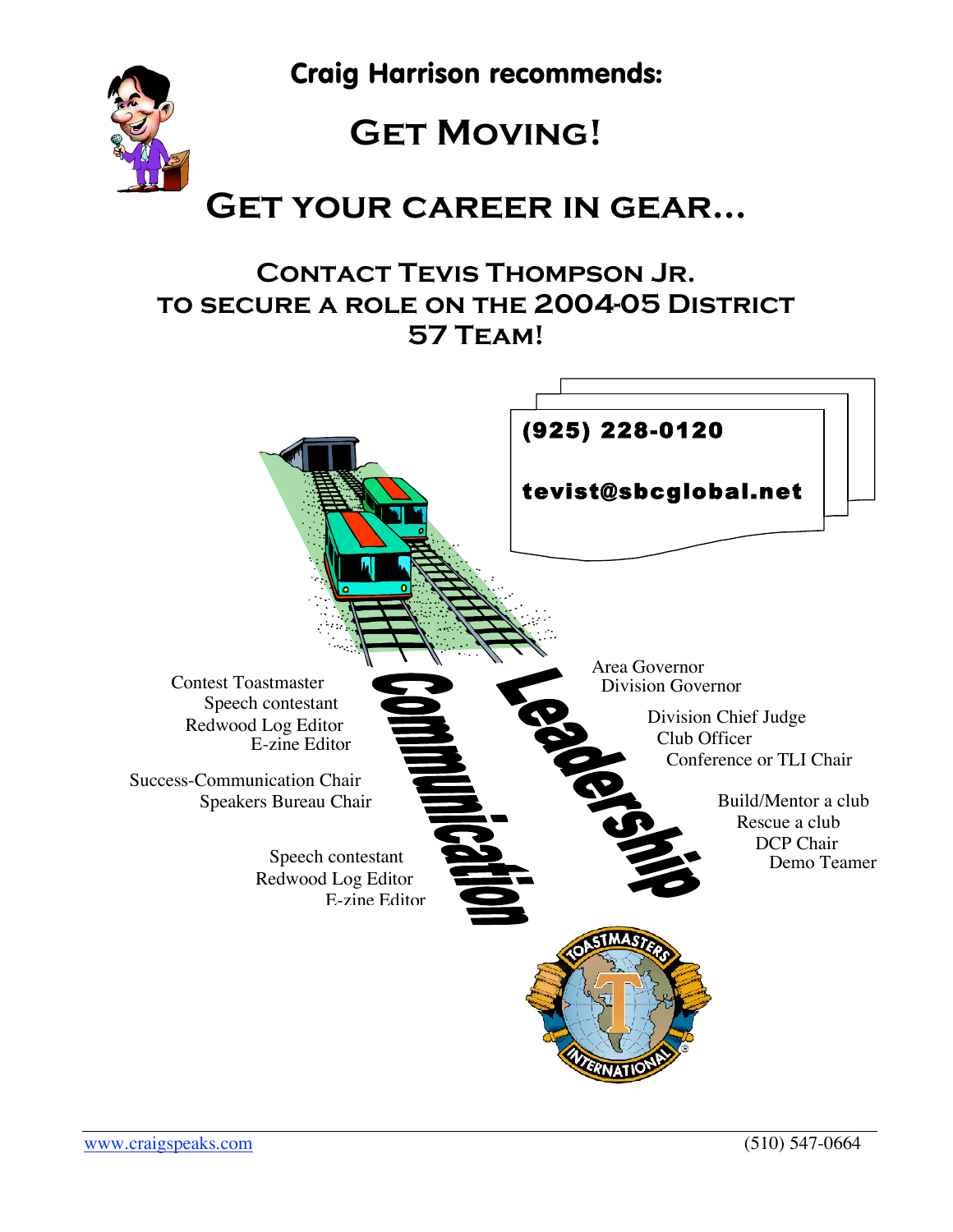# Craig Harrison recommends:

# Get Moving!

# Get your career in gear…

## Contact Tevis Thompson Jr. to secure a role on the 2004-05 District 57 Team!

**(925) 228-0120**

**tevist@sbcglobal.net**

**Communication**

Contest Toastmaster
Speech contestant
Redwood Log Editor
E-zine Editor

Success-Communication Chair
Speakers Bureau Chair

Speech contestant
Redwood Log Editor
E-zine Editor

**Leadership**

Area Governor
Division Governor

Division Chief Judge
Club Officer
Conference or TLI Chair

Build/Mentor a club
Rescue a club
DCP Chair
Demo Teamer

TOASTMASTERS INTERNATIONAL

www.craigspeaks.com (510) 547-0664